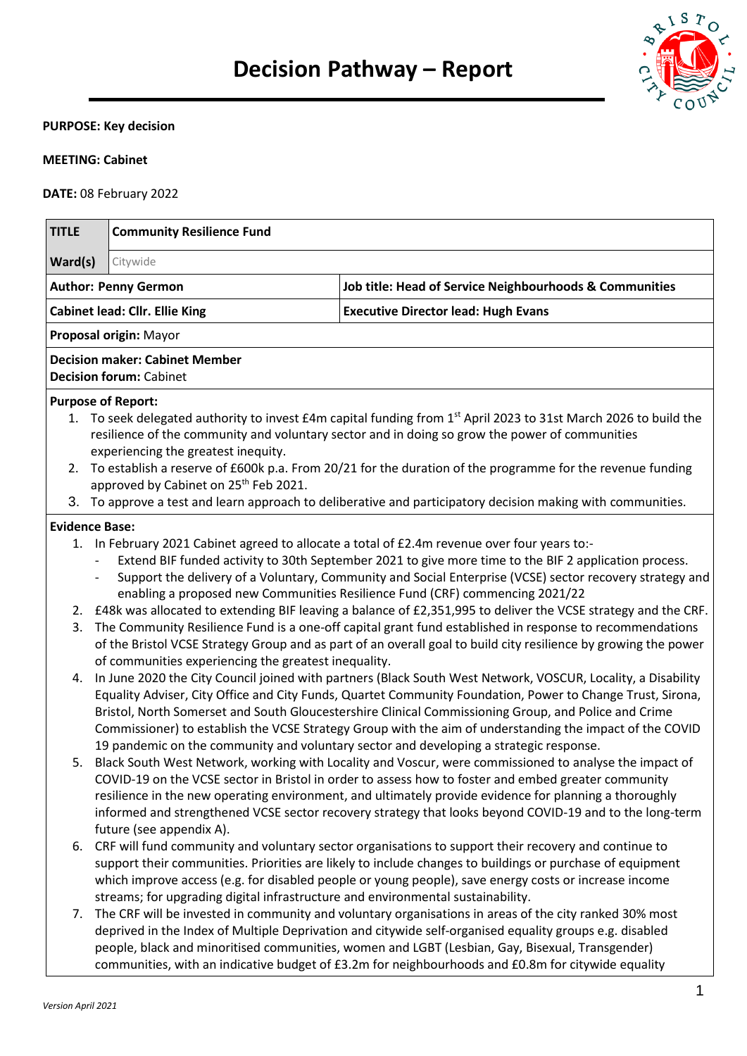# Decision Pathway – Report

**PURPOSE: Key decision**

**MEETING: Cabinet**

**DATE:** 08 February 2022

| **TITLE** | **Community Resilience Fund** |
|---|---|
| **Ward(s)** | Citywide |
| **Author: Penny Germon** | **Job title: Head of Service Neighbourhoods & Communities** |
| **Cabinet lead: Cllr. Ellie King** | **Executive Director lead: Hugh Evans** |
| **Proposal origin:** Mayor | |
| **Decision maker: Cabinet Member**<br>**Decision forum:** Cabinet | |

**Purpose of Report:**

1. To seek delegated authority to invest £4m capital funding from 1st April 2023 to 31st March 2026 to build the resilience of the community and voluntary sector and in doing so grow the power of communities experiencing the greatest inequity.
2. To establish a reserve of £600k p.a. From 20/21 for the duration of the programme for the revenue funding approved by Cabinet on 25th Feb 2021.
3. To approve a test and learn approach to deliberative and participatory decision making with communities.

**Evidence Base:**

1. In February 2021 Cabinet agreed to allocate a total of £2.4m revenue over four years to:-
   - Extend BIF funded activity to 30th September 2021 to give more time to the BIF 2 application process.
   - Support the delivery of a Voluntary, Community and Social Enterprise (VCSE) sector recovery strategy and enabling a proposed new Communities Resilience Fund (CRF) commencing 2021/22
2. £48k was allocated to extending BIF leaving a balance of £2,351,995 to deliver the VCSE strategy and the CRF.
3. The Community Resilience Fund is a one-off capital grant fund established in response to recommendations of the Bristol VCSE Strategy Group and as part of an overall goal to build city resilience by growing the power of communities experiencing the greatest inequality.
4. In June 2020 the City Council joined with partners (Black South West Network, VOSCUR, Locality, a Disability Equality Adviser, City Office and City Funds, Quartet Community Foundation, Power to Change Trust, Sirona, Bristol, North Somerset and South Gloucestershire Clinical Commissioning Group, and Police and Crime Commissioner) to establish the VCSE Strategy Group with the aim of understanding the impact of the COVID 19 pandemic on the community and voluntary sector and developing a strategic response.
5. Black South West Network, working with Locality and Voscur, were commissioned to analyse the impact of COVID-19 on the VCSE sector in Bristol in order to assess how to foster and embed greater community resilience in the new operating environment, and ultimately provide evidence for planning a thoroughly informed and strengthened VCSE sector recovery strategy that looks beyond COVID-19 and to the long-term future (see appendix A).
6. CRF will fund community and voluntary sector organisations to support their recovery and continue to support their communities. Priorities are likely to include changes to buildings or purchase of equipment which improve access (e.g. for disabled people or young people), save energy costs or increase income streams; for upgrading digital infrastructure and environmental sustainability.
7. The CRF will be invested in community and voluntary organisations in areas of the city ranked 30% most deprived in the Index of Multiple Deprivation and citywide self-organised equality groups e.g. disabled people, black and minoritised communities, women and LGBT (Lesbian, Gay, Bisexual, Transgender) communities, with an indicative budget of £3.2m for neighbourhoods and £0.8m for citywide equality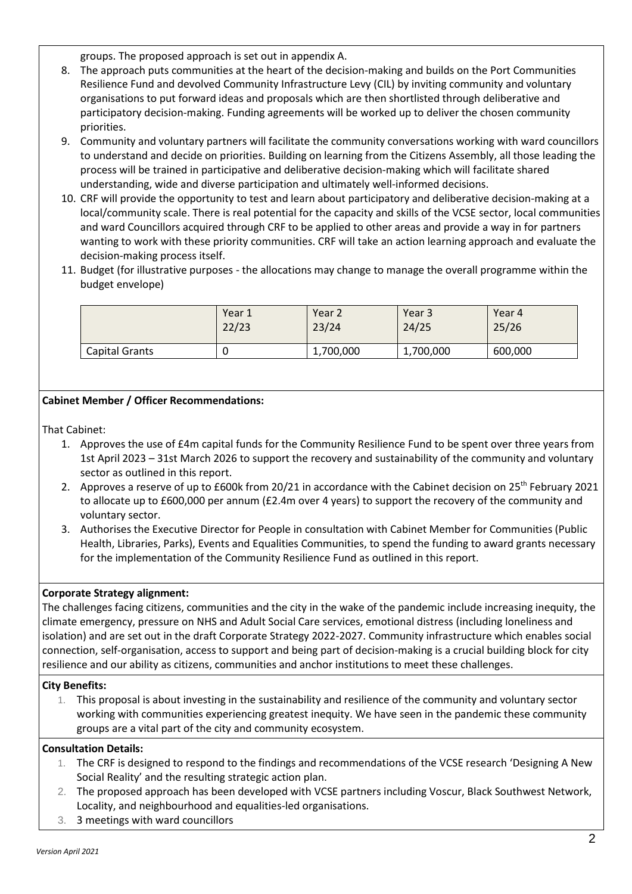groups. The proposed approach is set out in appendix A.

8. The approach puts communities at the heart of the decision-making and builds on the Port Communities Resilience Fund and devolved Community Infrastructure Levy (CIL) by inviting community and voluntary organisations to put forward ideas and proposals which are then shortlisted through deliberative and participatory decision-making. Funding agreements will be worked up to deliver the chosen community priorities.
9. Community and voluntary partners will facilitate the community conversations working with ward councillors to understand and decide on priorities. Building on learning from the Citizens Assembly, all those leading the process will be trained in participative and deliberative decision-making which will facilitate shared understanding, wide and diverse participation and ultimately well-informed decisions.
10. CRF will provide the opportunity to test and learn about participatory and deliberative decision-making at a local/community scale. There is real potential for the capacity and skills of the VCSE sector, local communities and ward Councillors acquired through CRF to be applied to other areas and provide a way in for partners wanting to work with these priority communities. CRF will take an action learning approach and evaluate the decision-making process itself.
11. Budget (for illustrative purposes - the allocations may change to manage the overall programme within the budget envelope)

| | Year 1 22/23 | Year 2 23/24 | Year 3 24/25 | Year 4 25/26 |
|---|---|---|---|---|
| Capital Grants | 0 | 1,700,000 | 1,700,000 | 600,000 |

**Cabinet Member / Officer Recommendations:**

That Cabinet:

1. Approves the use of £4m capital funds for the Community Resilience Fund to be spent over three years from 1st April 2023 – 31st March 2026 to support the recovery and sustainability of the community and voluntary sector as outlined in this report.
2. Approves a reserve of up to £600k from 20/21 in accordance with the Cabinet decision on 25th February 2021 to allocate up to £600,000 per annum (£2.4m over 4 years) to support the recovery of the community and voluntary sector.
3. Authorises the Executive Director for People in consultation with Cabinet Member for Communities (Public Health, Libraries, Parks), Events and Equalities Communities, to spend the funding to award grants necessary for the implementation of the Community Resilience Fund as outlined in this report.

**Corporate Strategy alignment:**

The challenges facing citizens, communities and the city in the wake of the pandemic include increasing inequity, the climate emergency, pressure on NHS and Adult Social Care services, emotional distress (including loneliness and isolation) and are set out in the draft Corporate Strategy 2022-2027. Community infrastructure which enables social connection, self-organisation, access to support and being part of decision-making is a crucial building block for city resilience and our ability as citizens, communities and anchor institutions to meet these challenges.

**City Benefits:**

1. This proposal is about investing in the sustainability and resilience of the community and voluntary sector working with communities experiencing greatest inequity. We have seen in the pandemic these community groups are a vital part of the city and community ecosystem.

**Consultation Details:**

1. The CRF is designed to respond to the findings and recommendations of the VCSE research 'Designing A New Social Reality' and the resulting strategic action plan.
2. The proposed approach has been developed with VCSE partners including Voscur, Black Southwest Network, Locality, and neighbourhood and equalities-led organisations.
3. 3 meetings with ward councillors

*Version April 2021*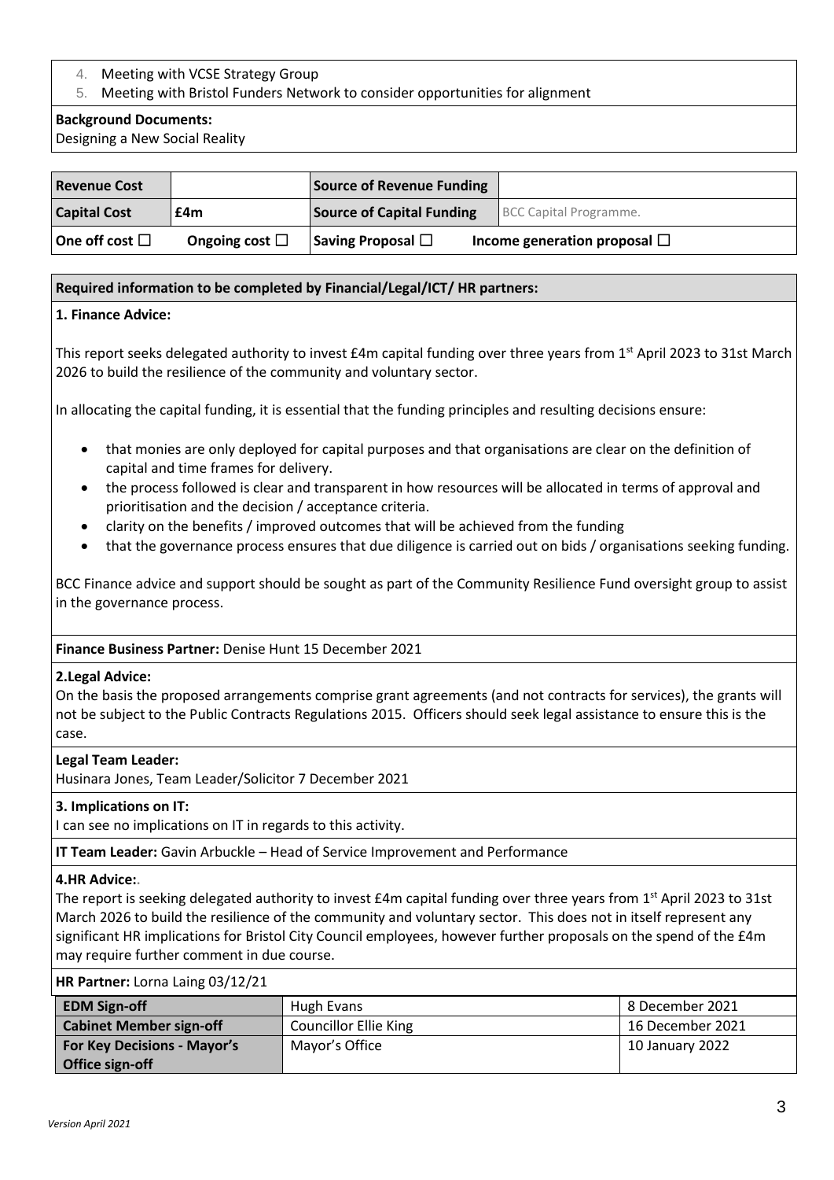4. Meeting with VCSE Strategy Group
5. Meeting with Bristol Funders Network to consider opportunities for alignment

**Background Documents:**
Designing a New Social Reality

| **Revenue Cost** | | **Source of Revenue Funding** | |
|---|---|---|---|
| **Capital Cost** | **£4m** | **Source of Capital Funding** | BCC Capital Programme. |
| **One off cost ☐** | **Ongoing cost ☐** | **Saving Proposal ☐** | **Income generation proposal ☐** |

**Required information to be completed by Financial/Legal/ICT/ HR partners:**

**1. Finance Advice:**

This report seeks delegated authority to invest £4m capital funding over three years from 1st April 2023 to 31st March 2026 to build the resilience of the community and voluntary sector.

In allocating the capital funding, it is essential that the funding principles and resulting decisions ensure:

- that monies are only deployed for capital purposes and that organisations are clear on the definition of capital and time frames for delivery.
- the process followed is clear and transparent in how resources will be allocated in terms of approval and prioritisation and the decision / acceptance criteria.
- clarity on the benefits / improved outcomes that will be achieved from the funding
- that the governance process ensures that due diligence is carried out on bids / organisations seeking funding.

BCC Finance advice and support should be sought as part of the Community Resilience Fund oversight group to assist in the governance process.

**Finance Business Partner:** Denise Hunt 15 December 2021

**2.Legal Advice:**
On the basis the proposed arrangements comprise grant agreements (and not contracts for services), the grants will not be subject to the Public Contracts Regulations 2015. Officers should seek legal assistance to ensure this is the case.

**Legal Team Leader:**
Husinara Jones, Team Leader/Solicitor 7 December 2021

**3. Implications on IT:**
I can see no implications on IT in regards to this activity.

**IT Team Leader:** Gavin Arbuckle – Head of Service Improvement and Performance

**4.HR Advice:**
The report is seeking delegated authority to invest £4m capital funding over three years from 1st April 2023 to 31st March 2026 to build the resilience of the community and voluntary sector. This does not in itself represent any significant HR implications for Bristol City Council employees, however further proposals on the spend of the £4m may require further comment in due course.

**HR Partner:** Lorna Laing 03/12/21

| **EDM Sign-off** | Hugh Evans | 8 December 2021 |
|---|---|---|
| **Cabinet Member sign-off** | Councillor Ellie King | 16 December 2021 |
| **For Key Decisions - Mayor's Office sign-off** | Mayor's Office | 10 January 2022 |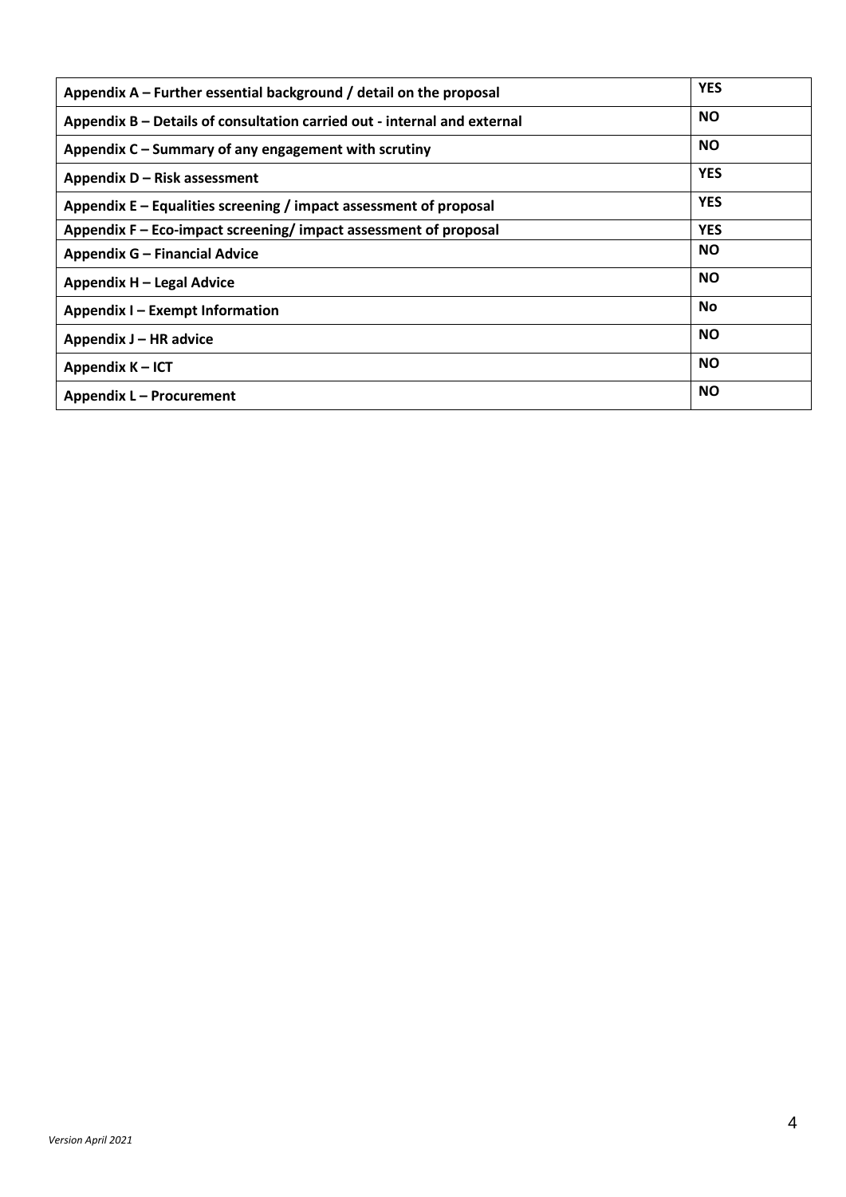| | |
|---|---|
| **Appendix A – Further essential background / detail on the proposal** | **YES** |
| **Appendix B – Details of consultation carried out - internal and external** | **NO** |
| **Appendix C – Summary of any engagement with scrutiny** | **NO** |
| **Appendix D – Risk assessment** | **YES** |
| **Appendix E – Equalities screening / impact assessment of proposal** | **YES** |
| **Appendix F – Eco-impact screening/ impact assessment of proposal** | **YES** |
| **Appendix G – Financial Advice** | **NO** |
| **Appendix H – Legal Advice** | **NO** |
| **Appendix I – Exempt Information** | **No** |
| **Appendix J – HR advice** | **NO** |
| **Appendix K – ICT** | **NO** |
| **Appendix L – Procurement** | **NO** |

*Version April 2021*